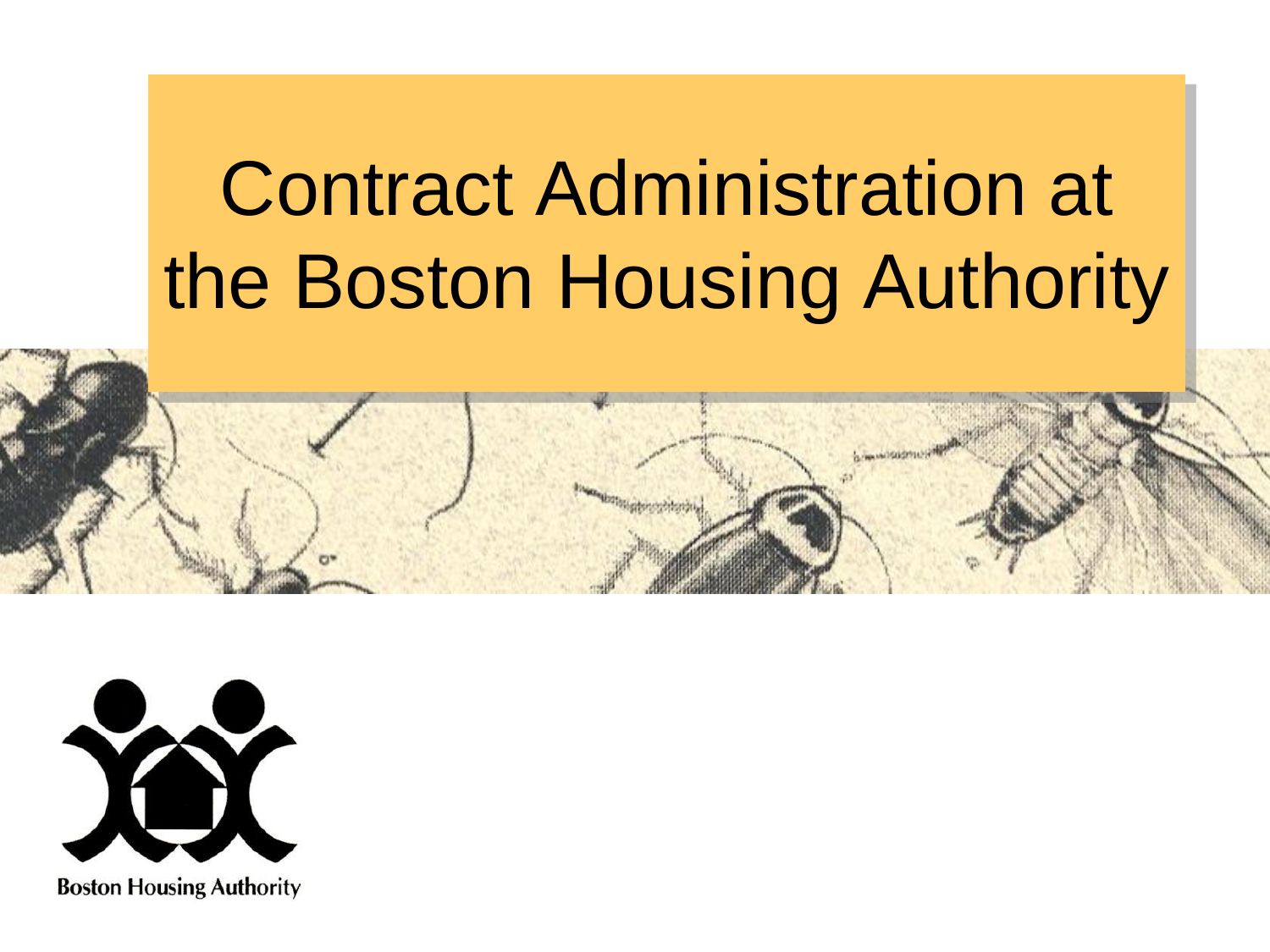# Contract Administration at the Boston Housing Authority

Boston Housing Authority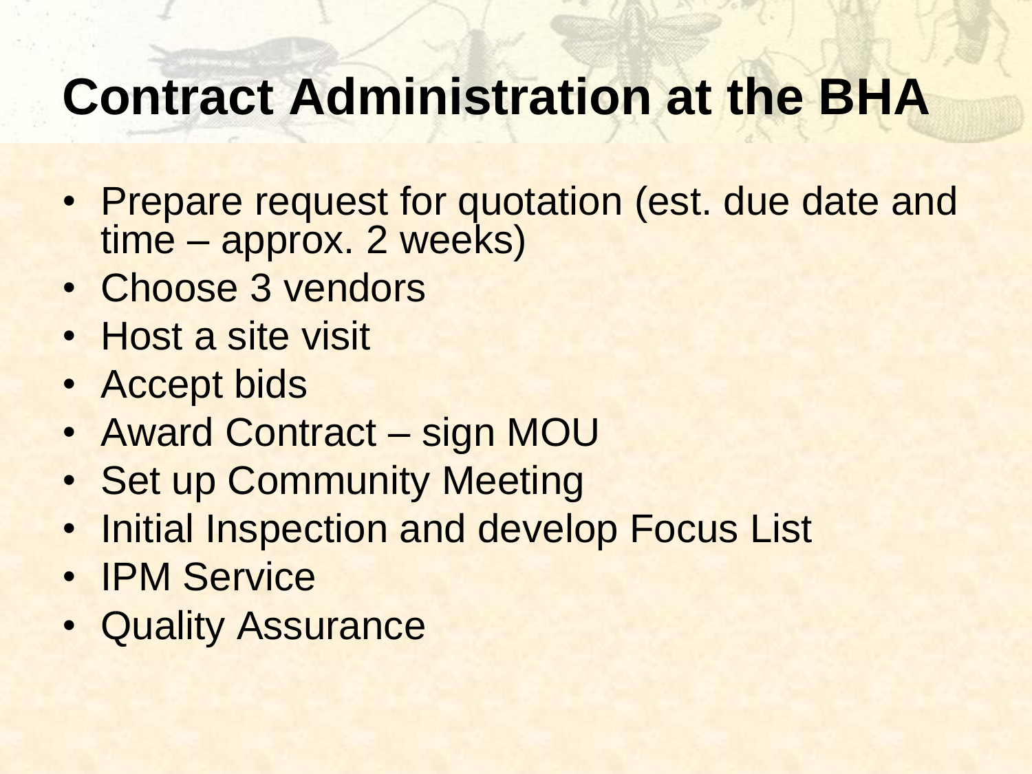# Contract Administration at the BHA

- Prepare request for quotation (est. due date and time – approx. 2 weeks)
- Choose 3 vendors
- Host a site visit
- Accept bids
- Award Contract – sign MOU
- Set up Community Meeting
- Initial Inspection and develop Focus List
- IPM Service
- Quality Assurance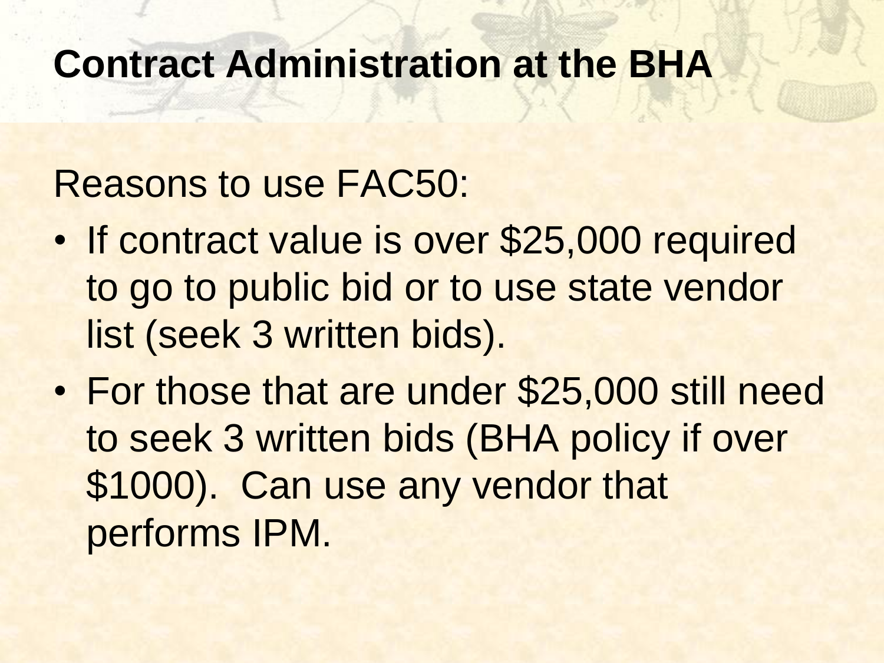# Contract Administration at the BHA

Reasons to use FAC50:

- If contract value is over $25,000 required to go to public bid or to use state vendor list (seek 3 written bids).
- For those that are under $25,000 still need to seek 3 written bids (BHA policy if over $1000). Can use any vendor that performs IPM.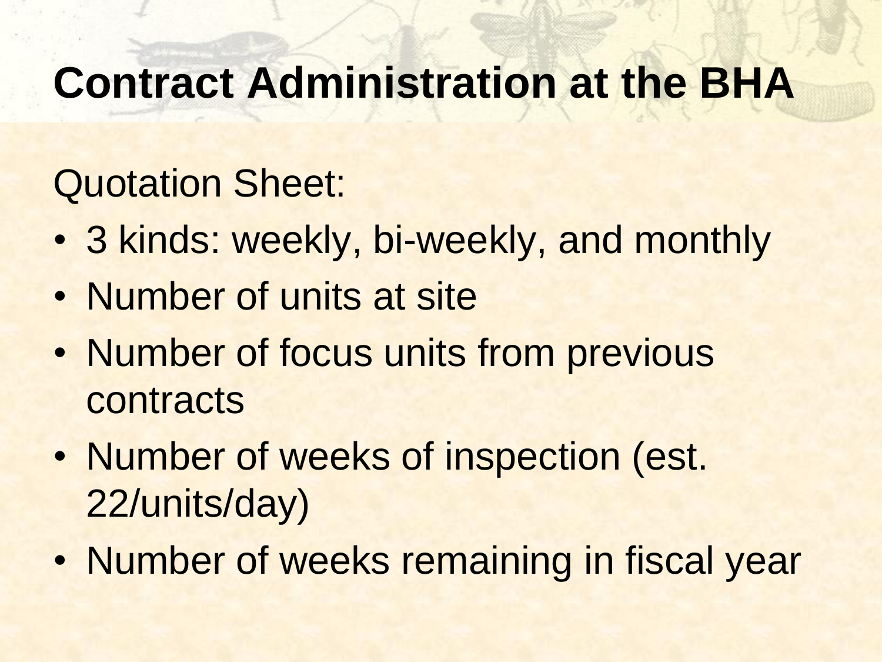# Contract Administration at the BHA

Quotation Sheet:

- 3 kinds: weekly, bi-weekly, and monthly
- Number of units at site
- Number of focus units from previous contracts
- Number of weeks of inspection (est. 22/units/day)
- Number of weeks remaining in fiscal year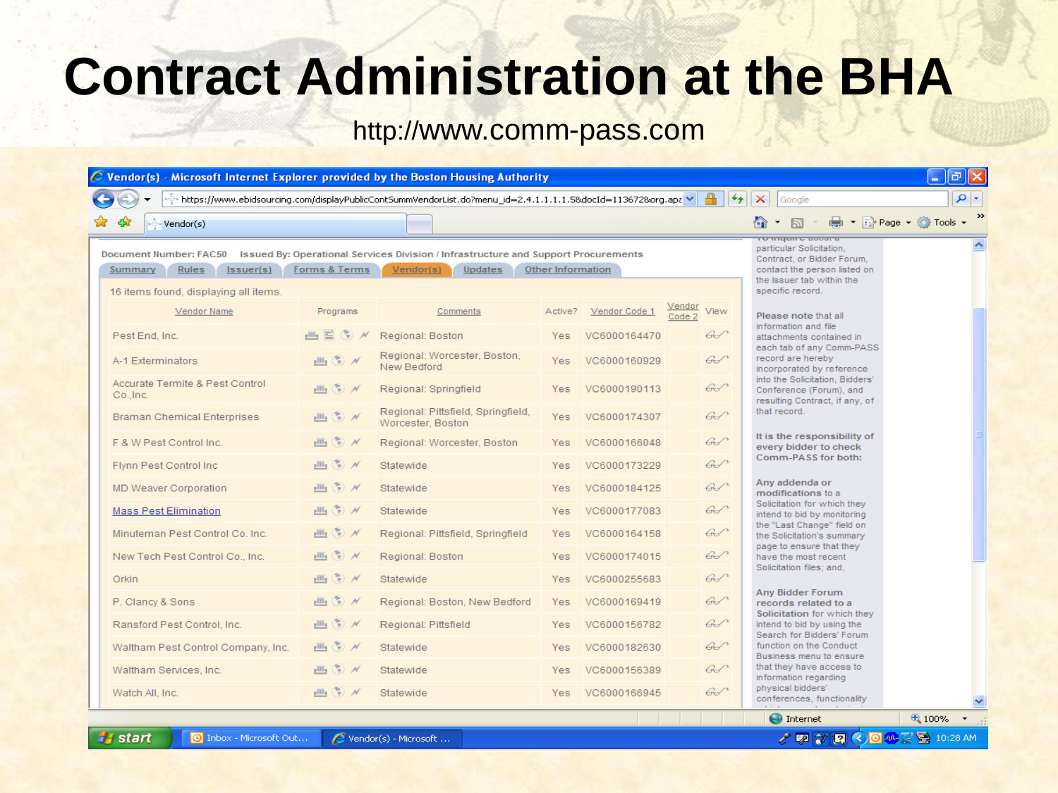# Contract Administration at the BHA

http://www.comm-pass.com

Document Number: FAC50 Issued By: Operational Services Division / Infrastructure and Support Procurements

Summary | Rules | Issuer(s) | Forms & Terms | Vendor(s) | Updates | Other Information

16 items found, displaying all items.

| Vendor Name | Programs | Comments | Active? | Vendor Code 1 | Vendor Code 2 | View |
|---|---|---|---|---|---|---|
| Pest End, Inc. | | Regional: Boston | Yes | VC6000164470 | | |
| A-1 Exterminators | | Regional: Worcester, Boston, New Bedford | Yes | VC6000160929 | | |
| Accurate Termite & Pest Control Co.,Inc. | | Regional: Springfield | Yes | VC6000190113 | | |
| Braman Chemical Enterprises | | Regional: Pittsfield, Springfield, Worcester, Boston | Yes | VC6000174307 | | |
| F & W Pest Control Inc. | | Regional: Worcester, Boston | Yes | VC6000166048 | | |
| Flynn Pest Control Inc | | Statewide | Yes | VC6000173229 | | |
| MD Weaver Corporation | | Statewide | Yes | VC6000184125 | | |
| Mass Pest Elimination | | Statewide | Yes | VC6000177083 | | |
| Minuteman Pest Control Co. Inc. | | Regional: Pittsfield, Springfield | Yes | VC6000164158 | | |
| New Tech Pest Control Co., Inc. | | Regional: Boston | Yes | VC6000174015 | | |
| Orkin | | Statewide | Yes | VC6000255683 | | |
| P. Clancy & Sons | | Regional: Boston, New Bedford | Yes | VC6000169419 | | |
| Ransford Pest Control, Inc. | | Regional: Pittsfield | Yes | VC6000156782 | | |
| Waltham Pest Control Company, Inc. | | Statewide | Yes | VC6000182630 | | |
| Waltham Services, Inc. | | Statewide | Yes | VC6000156389 | | |
| Watch All, Inc. | | Statewide | Yes | VC6000166945 | | |

particular Solicitation, Contract, or Bidder Forum, contact the person listed on the Issuer tab within the specific record.

Please note that all information and file attachments contained in each tab of any Comm-PASS record are hereby incorporated by reference into the Solicitation, Bidders' Conference (Forum), and resulting Contract, if any, of that record.

**It is the responsibility of every bidder to check Comm-PASS for both:**

**Any addenda or modifications** to a Solicitation for which they intend to bid by monitoring the "Last Change" field on the Solicitation's summary page to ensure that they have the most recent Solicitation files; and,

**Any Bidder Forum records related to a Solicitation** for which they intend to bid by using the Search for Bidders' Forum function on the Conduct Business menu to ensure that they have access to information regarding physical bidders' conferences, functionality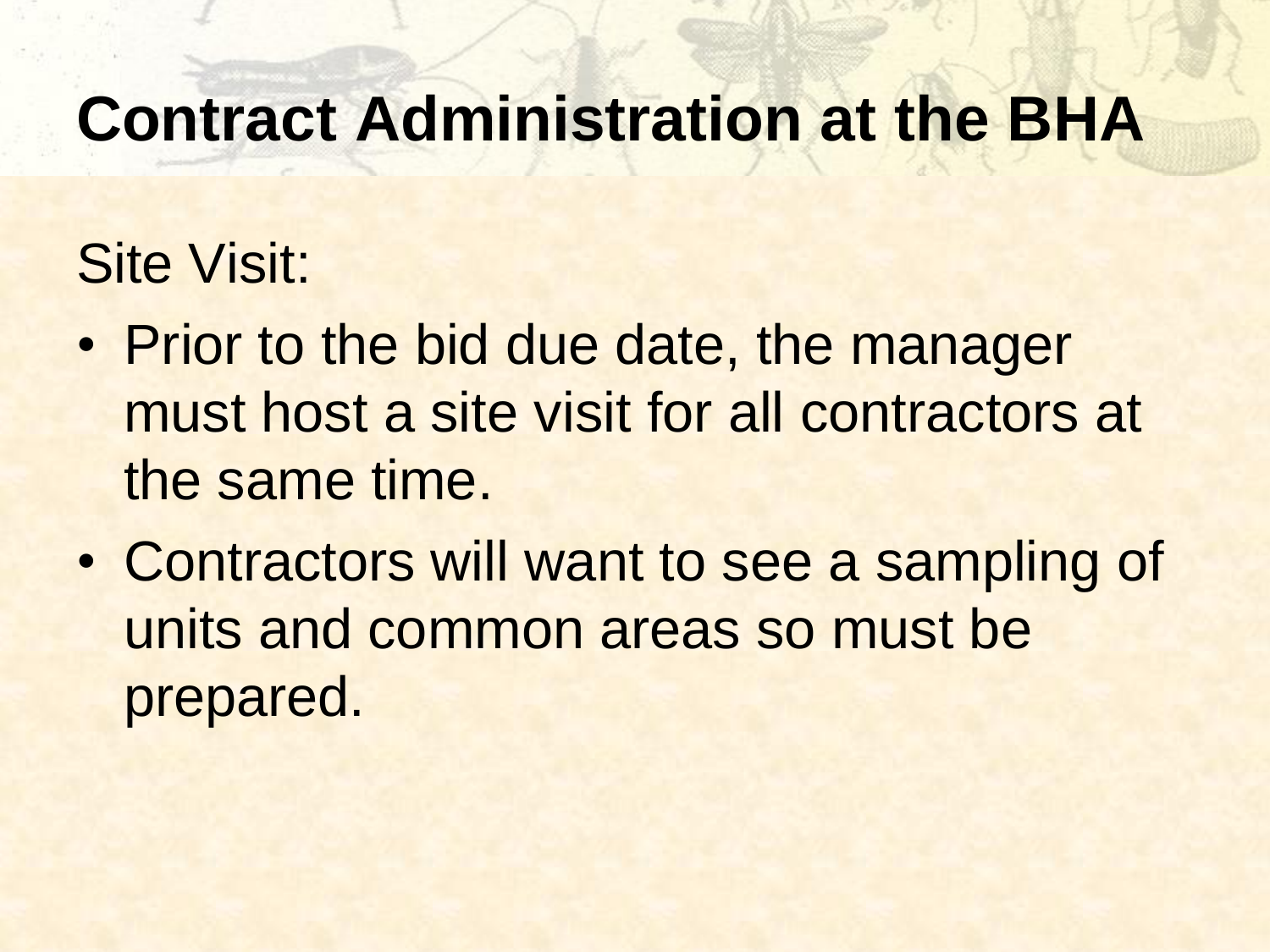# Contract Administration at the BHA

Site Visit:

- Prior to the bid due date, the manager must host a site visit for all contractors at the same time.
- Contractors will want to see a sampling of units and common areas so must be prepared.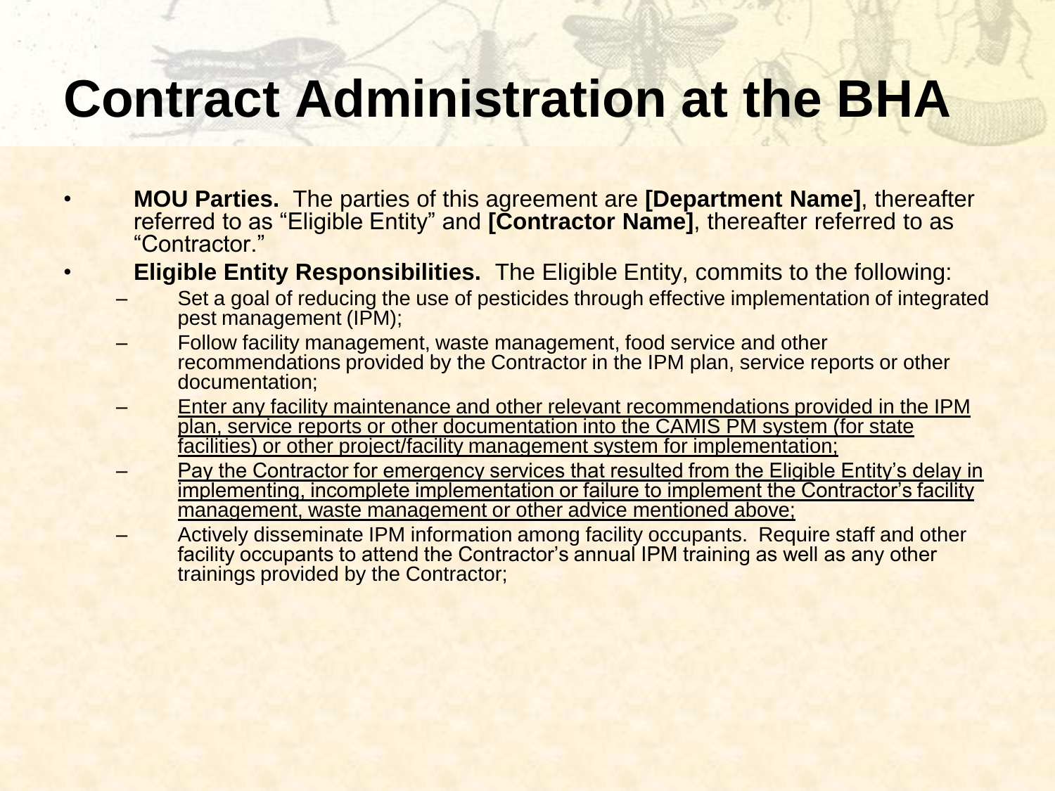# Contract Administration at the BHA

- **MOU Parties.** The parties of this agreement are **[Department Name]**, thereafter referred to as "Eligible Entity" and **[Contractor Name]**, thereafter referred to as "Contractor."
- **Eligible Entity Responsibilities.** The Eligible Entity, commits to the following:
  - Set a goal of reducing the use of pesticides through effective implementation of integrated pest management (IPM);
  - Follow facility management, waste management, food service and other recommendations provided by the Contractor in the IPM plan, service reports or other documentation;
  - <u>Enter any facility maintenance and other relevant recommendations provided in the IPM plan, service reports or other documentation into the CAMIS PM system (for state facilities) or other project/facility management system for implementation;</u>
  - <u>Pay the Contractor for emergency services that resulted from the Eligible Entity's delay in implementing, incomplete implementation or failure to implement the Contractor's facility management, waste management or other advice mentioned above;</u>
  - Actively disseminate IPM information among facility occupants. Require staff and other facility occupants to attend the Contractor's annual IPM training as well as any other trainings provided by the Contractor;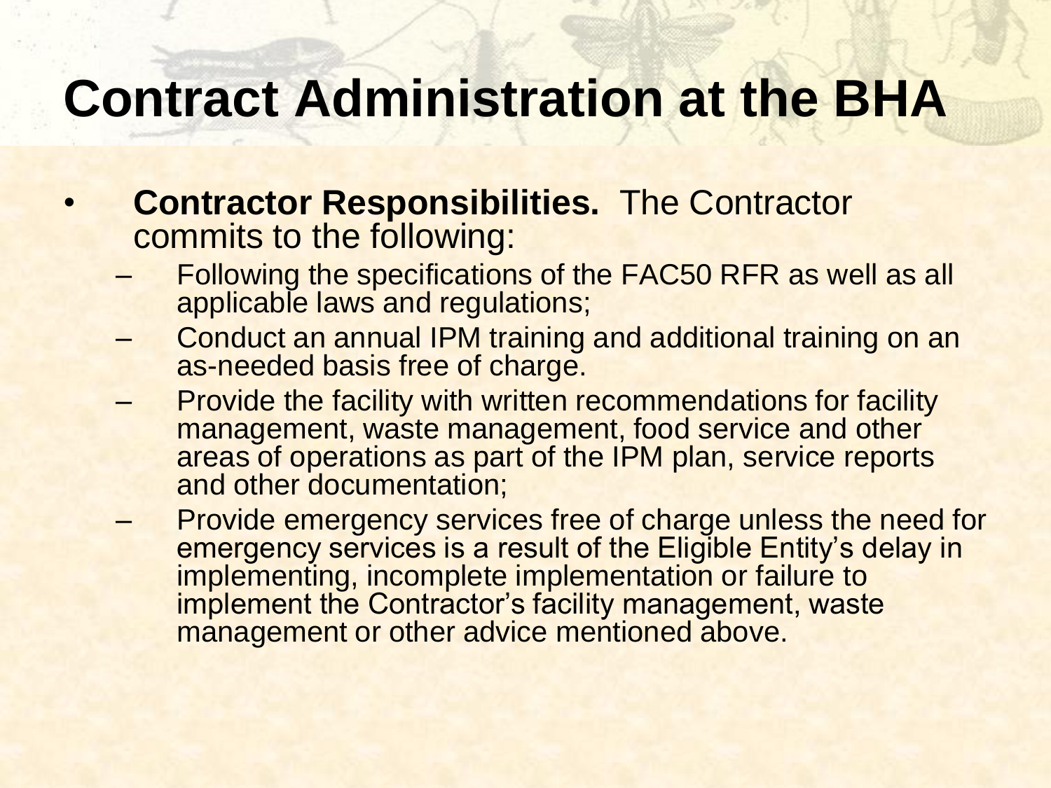# Contract Administration at the BHA

- **Contractor Responsibilities.** The Contractor commits to the following:
  - Following the specifications of the FAC50 RFR as well as all applicable laws and regulations;
  - Conduct an annual IPM training and additional training on an as-needed basis free of charge.
  - Provide the facility with written recommendations for facility management, waste management, food service and other areas of operations as part of the IPM plan, service reports and other documentation;
  - Provide emergency services free of charge unless the need for emergency services is a result of the Eligible Entity's delay in implementing, incomplete implementation or failure to implement the Contractor's facility management, waste management or other advice mentioned above.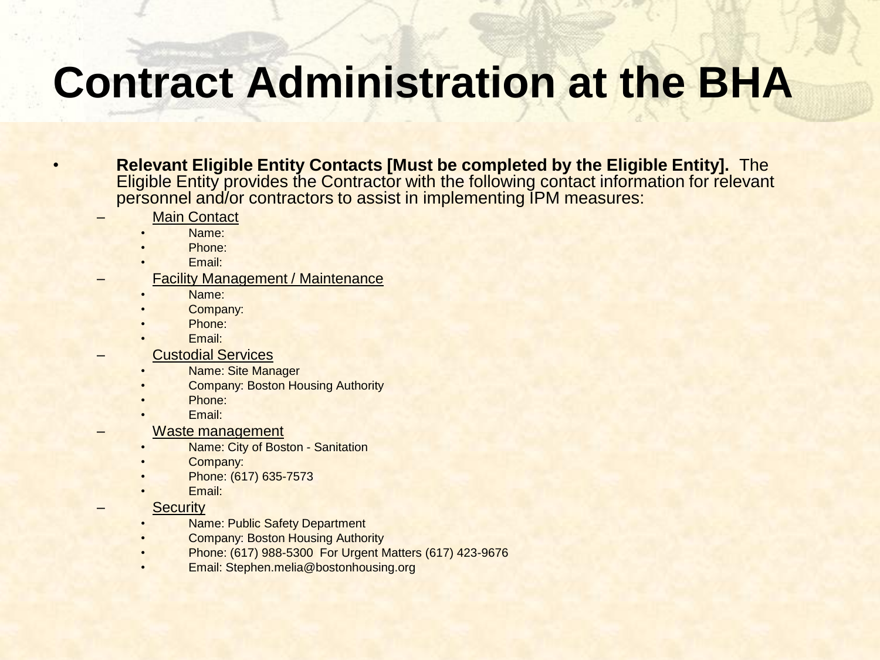# Contract Administration at the BHA

- **Relevant Eligible Entity Contacts [Must be completed by the Eligible Entity].** The Eligible Entity provides the Contractor with the following contact information for relevant personnel and/or contractors to assist in implementing IPM measures:
  - Main Contact
    - Name:
    - Phone:
    - Email:
  - Facility Management / Maintenance
    - Name:
    - Company:
    - Phone:
    - Email:
  - Custodial Services
    - Name: Site Manager
    - Company: Boston Housing Authority
    - Phone:
    - Email:
  - Waste management
    - Name: City of Boston - Sanitation
    - Company:
    - Phone: (617) 635-7573
    - Email:
  - Security
    - Name: Public Safety Department
    - Company: Boston Housing Authority
    - Phone: (617) 988-5300 For Urgent Matters (617) 423-9676
    - Email: Stephen.melia@bostonhousing.org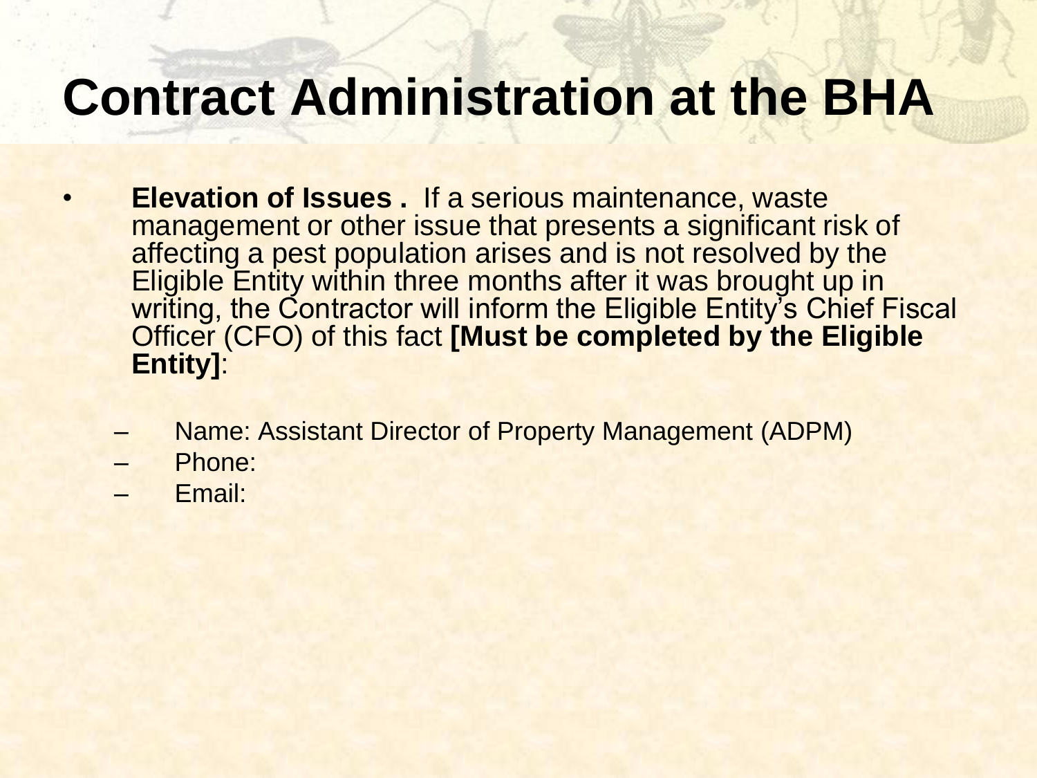# Contract Administration at the BHA

- **Elevation of Issues .** If a serious maintenance, waste management or other issue that presents a significant risk of affecting a pest population arises and is not resolved by the Eligible Entity within three months after it was brought up in writing, the Contractor will inform the Eligible Entity's Chief Fiscal Officer (CFO) of this fact **[Must be completed by the Eligible Entity]**:
  - Name: Assistant Director of Property Management (ADPM)
  - Phone:
  - Email: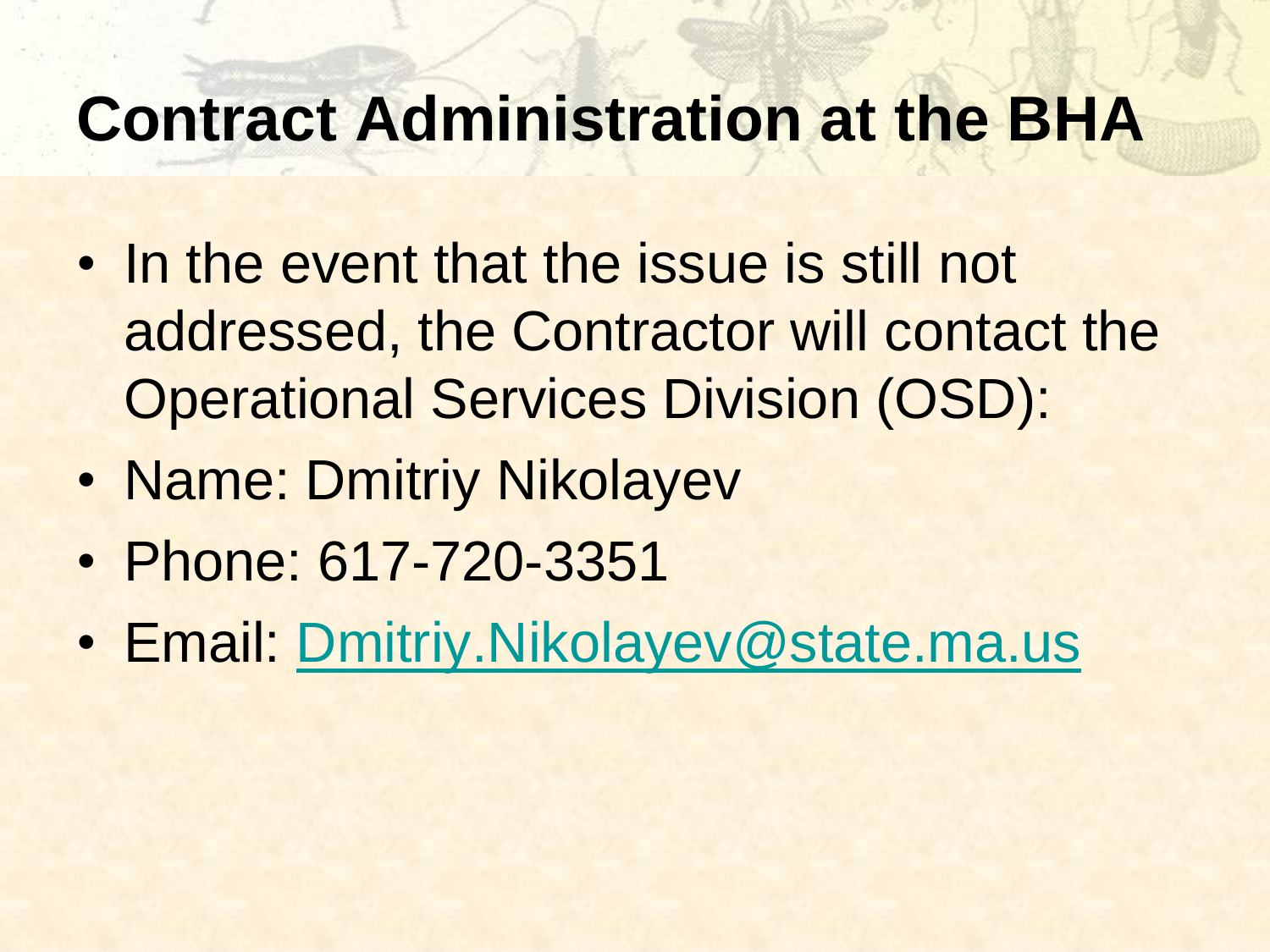# Contract Administration at the BHA

- In the event that the issue is still not addressed, the Contractor will contact the Operational Services Division (OSD):
- Name: Dmitriy Nikolayev
- Phone: 617-720-3351
- Email: Dmitriy.Nikolayev@state.ma.us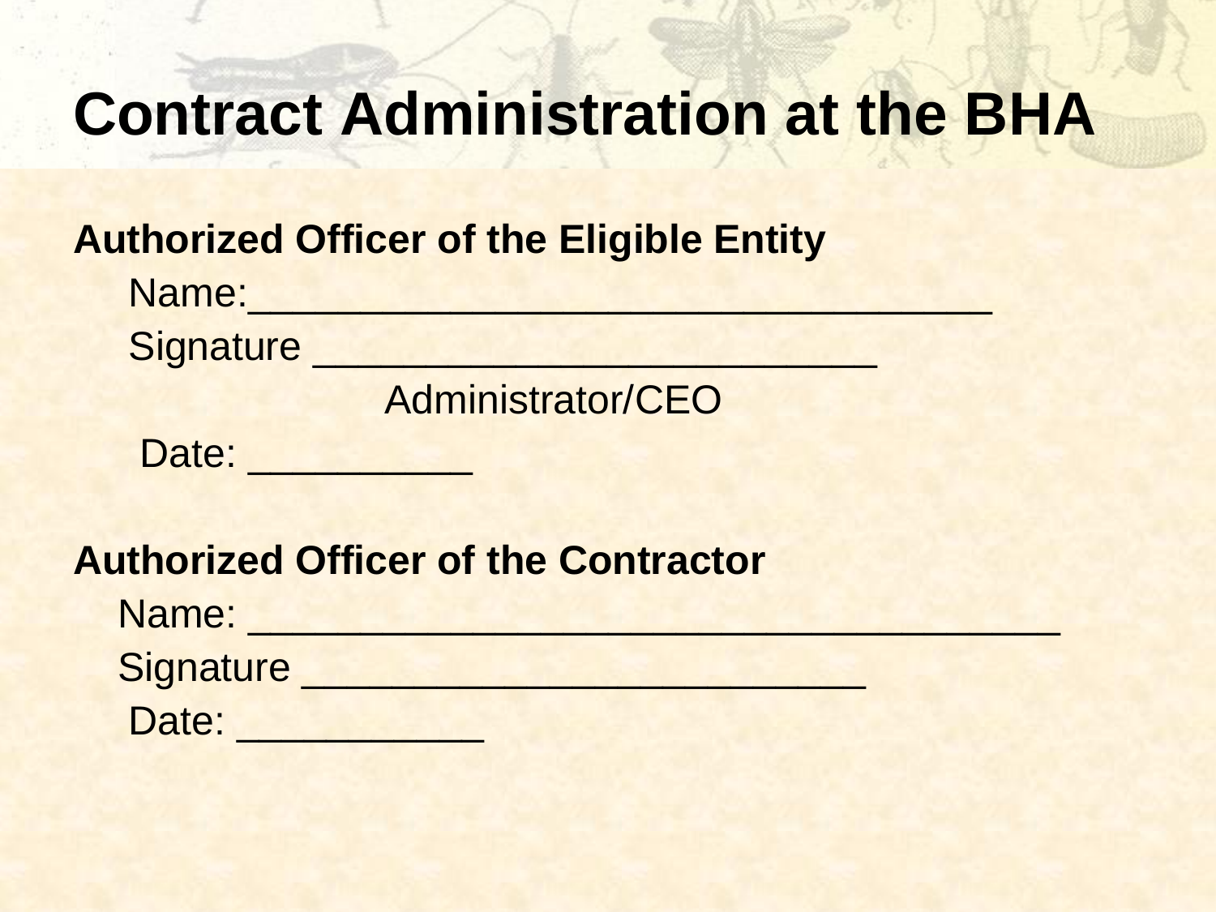# Contract Administration at the BHA

**Authorized Officer of the Eligible Entity**

Name:____________________________________

Signature ___________________________

Administrator/CEO

Date: ___________

**Authorized Officer of the Contractor**

Name: _______________________________________

Signature ___________________________

Date: ____________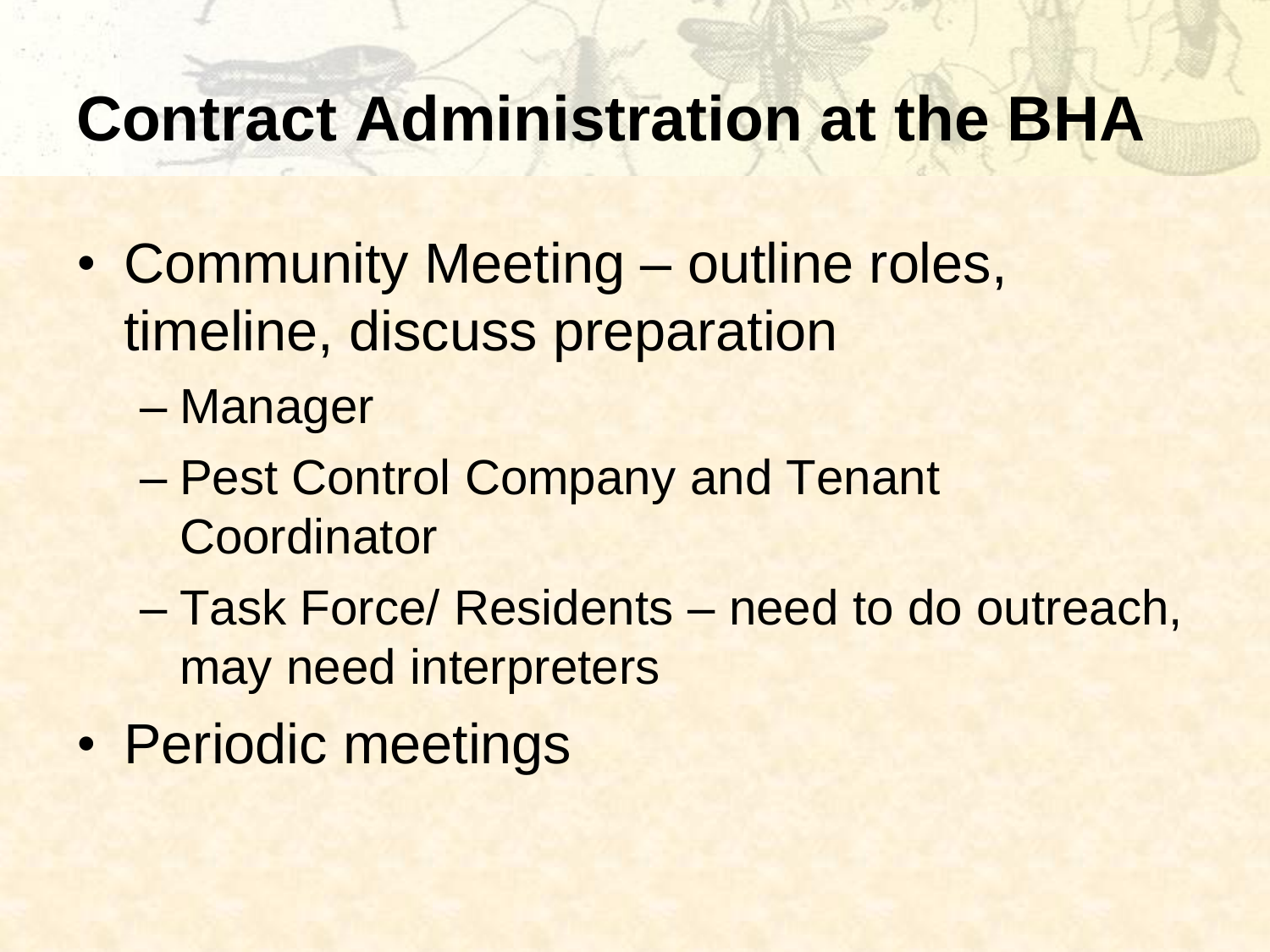# Contract Administration at the BHA

- Community Meeting – outline roles, timeline, discuss preparation
  - Manager
  - Pest Control Company and Tenant Coordinator
  - Task Force/ Residents – need to do outreach, may need interpreters
- Periodic meetings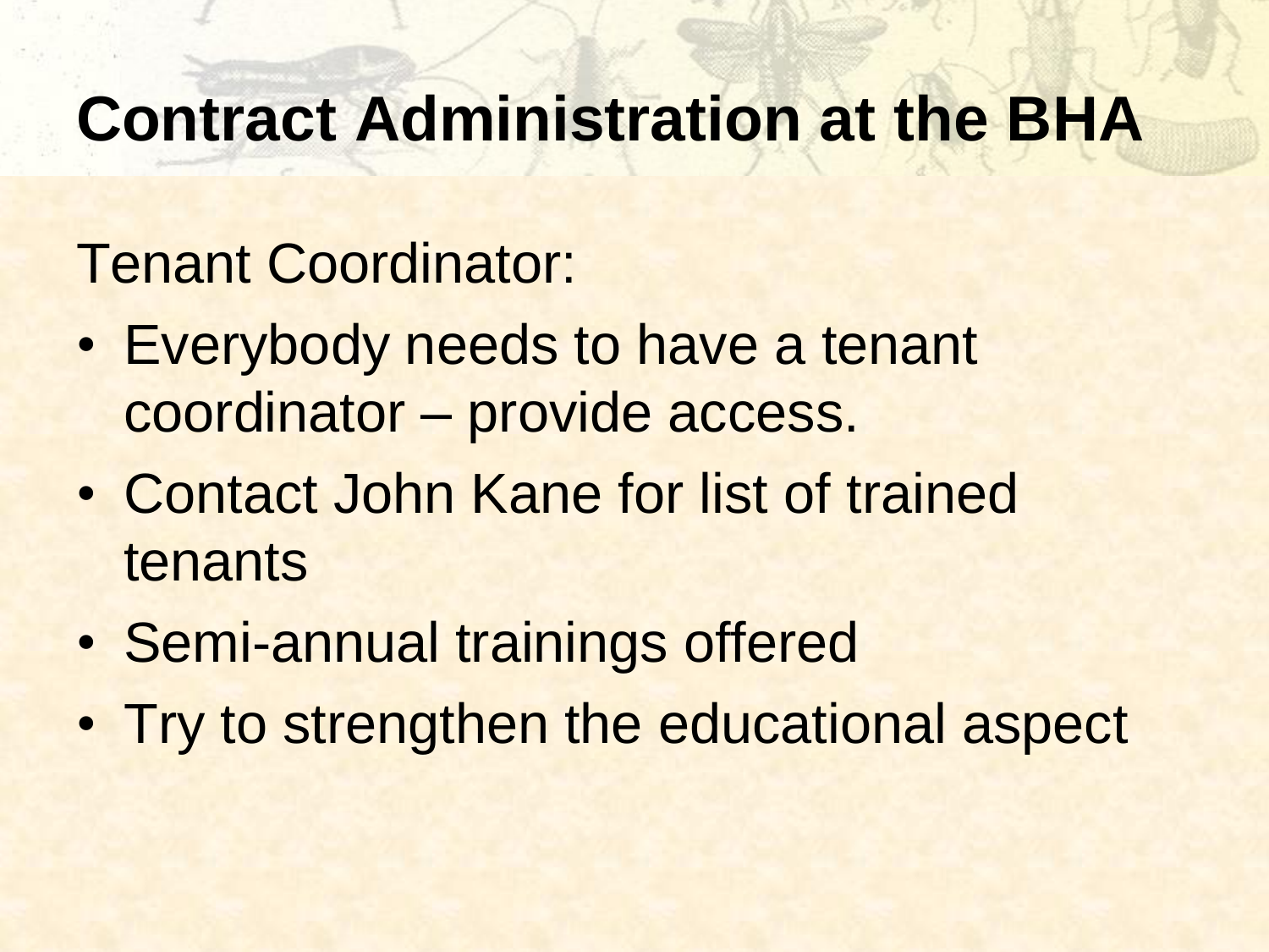# Contract Administration at the BHA

Tenant Coordinator:

- Everybody needs to have a tenant coordinator – provide access.
- Contact John Kane for list of trained tenants
- Semi-annual trainings offered
- Try to strengthen the educational aspect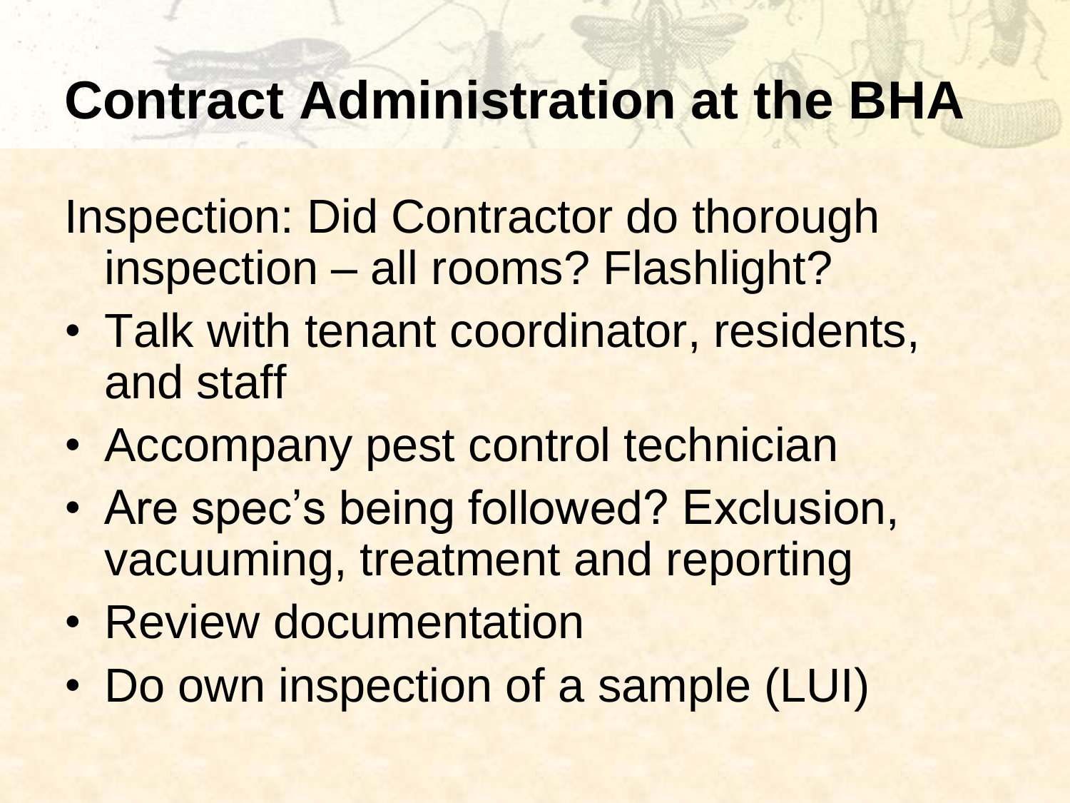# Contract Administration at the BHA

Inspection: Did Contractor do thorough inspection – all rooms? Flashlight?

- Talk with tenant coordinator, residents, and staff
- Accompany pest control technician
- Are spec's being followed? Exclusion, vacuuming, treatment and reporting
- Review documentation
- Do own inspection of a sample (LUI)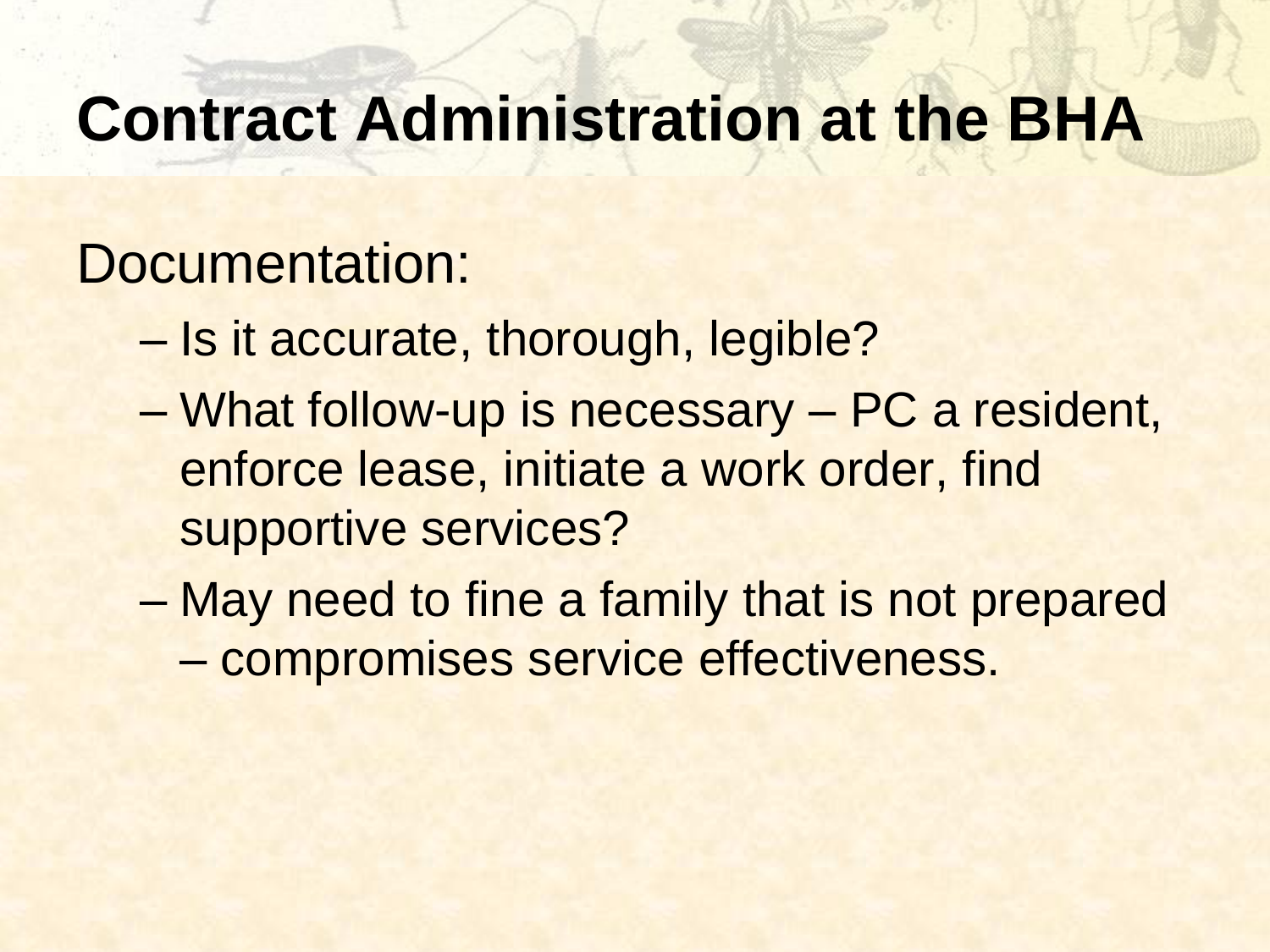# Contract Administration at the BHA

Documentation:

- Is it accurate, thorough, legible?
- What follow-up is necessary – PC a resident, enforce lease, initiate a work order, find supportive services?
- May need to fine a family that is not prepared – compromises service effectiveness.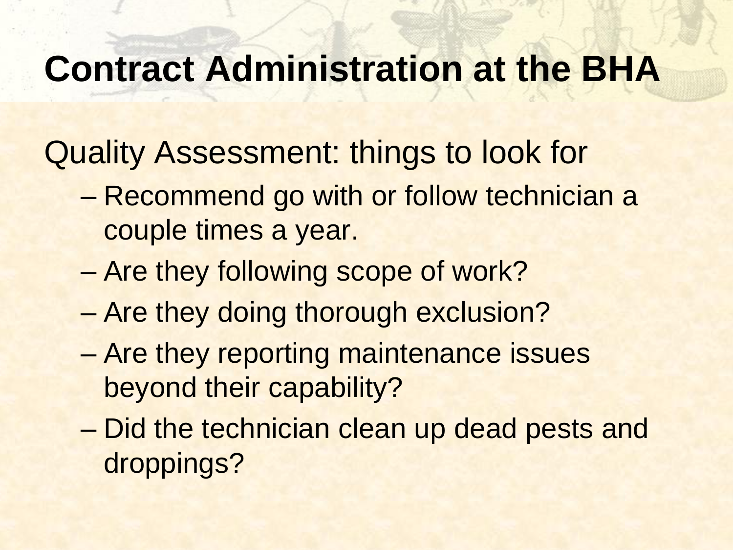# Contract Administration at the BHA

Quality Assessment: things to look for

- Recommend go with or follow technician a couple times a year.
- Are they following scope of work?
- Are they doing thorough exclusion?
- Are they reporting maintenance issues beyond their capability?
- Did the technician clean up dead pests and droppings?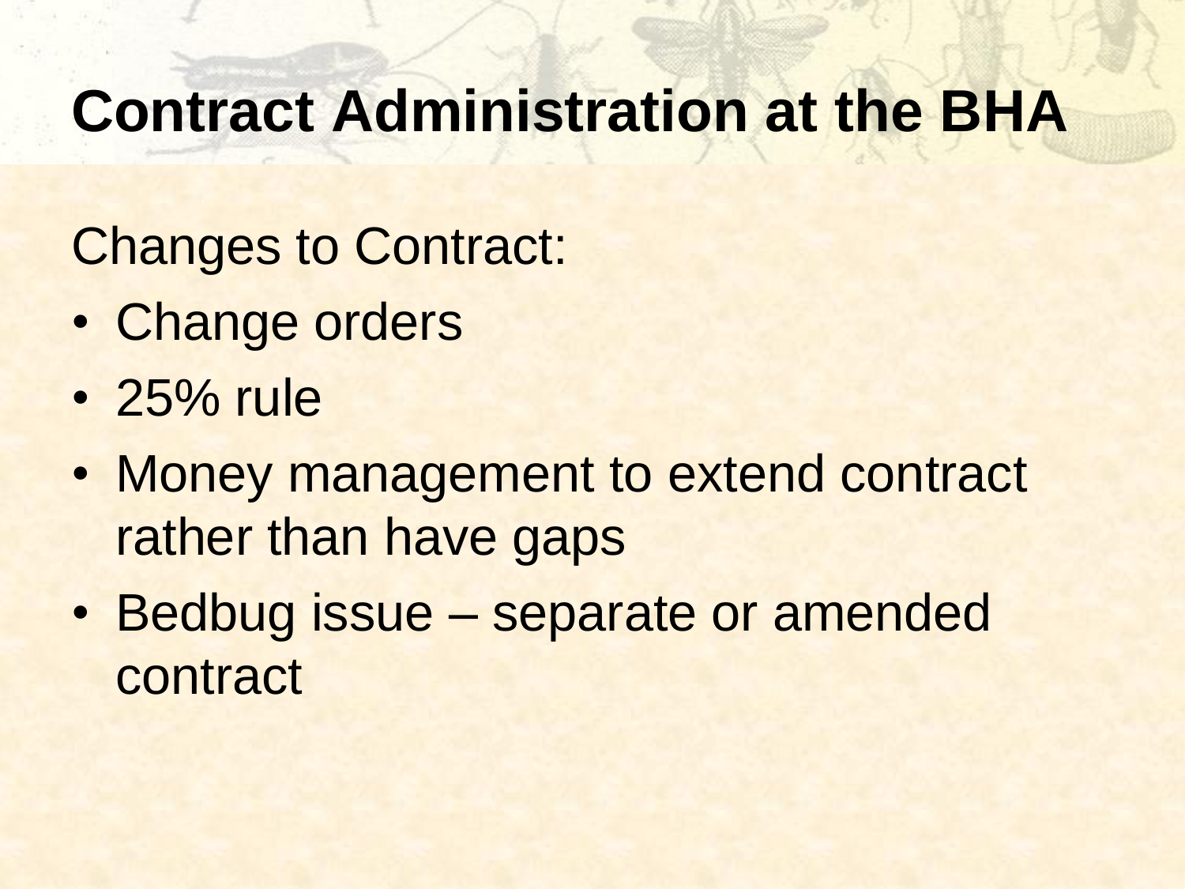# Contract Administration at the BHA

Changes to Contract:

- Change orders
- 25% rule
- Money management to extend contract rather than have gaps
- Bedbug issue – separate or amended contract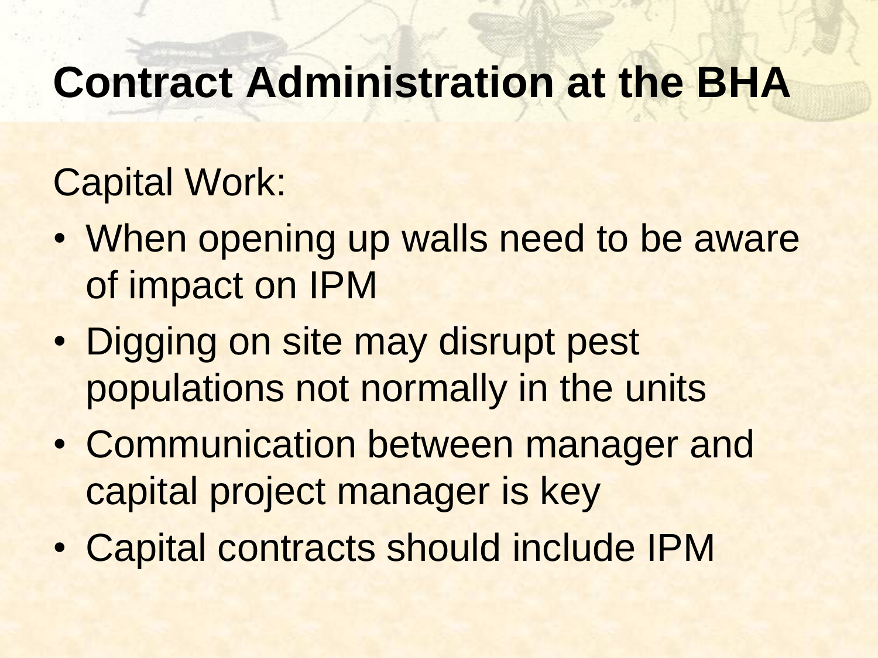# Contract Administration at the BHA

Capital Work:

- When opening up walls need to be aware of impact on IPM
- Digging on site may disrupt pest populations not normally in the units
- Communication between manager and capital project manager is key
- Capital contracts should include IPM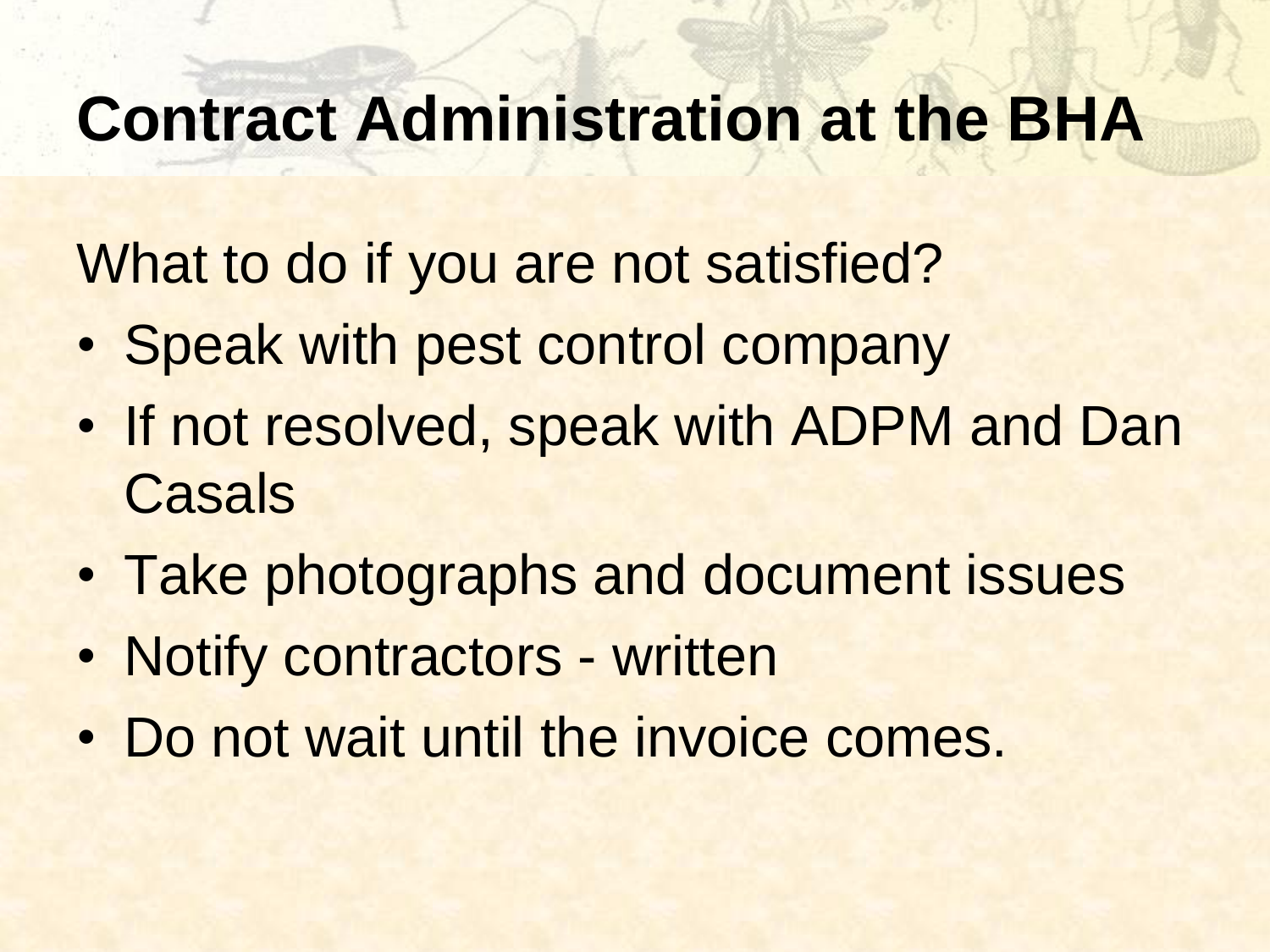# Contract Administration at the BHA

What to do if you are not satisfied?

- Speak with pest control company
- If not resolved, speak with ADPM and Dan Casals
- Take photographs and document issues
- Notify contractors - written
- Do not wait until the invoice comes.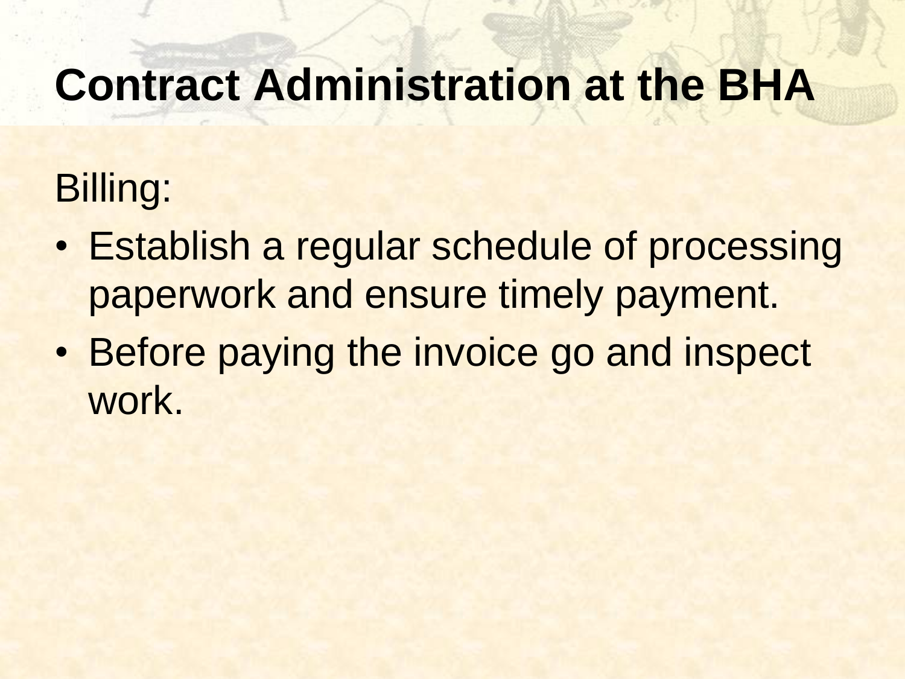# Contract Administration at the BHA

Billing:

- Establish a regular schedule of processing paperwork and ensure timely payment.
- Before paying the invoice go and inspect work.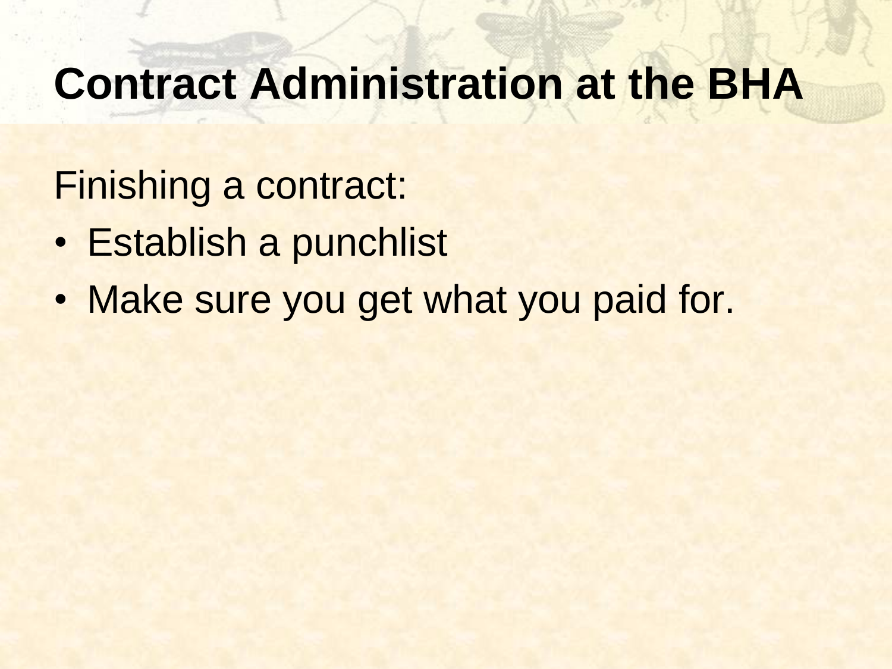# Contract Administration at the BHA

Finishing a contract:

- Establish a punchlist
- Make sure you get what you paid for.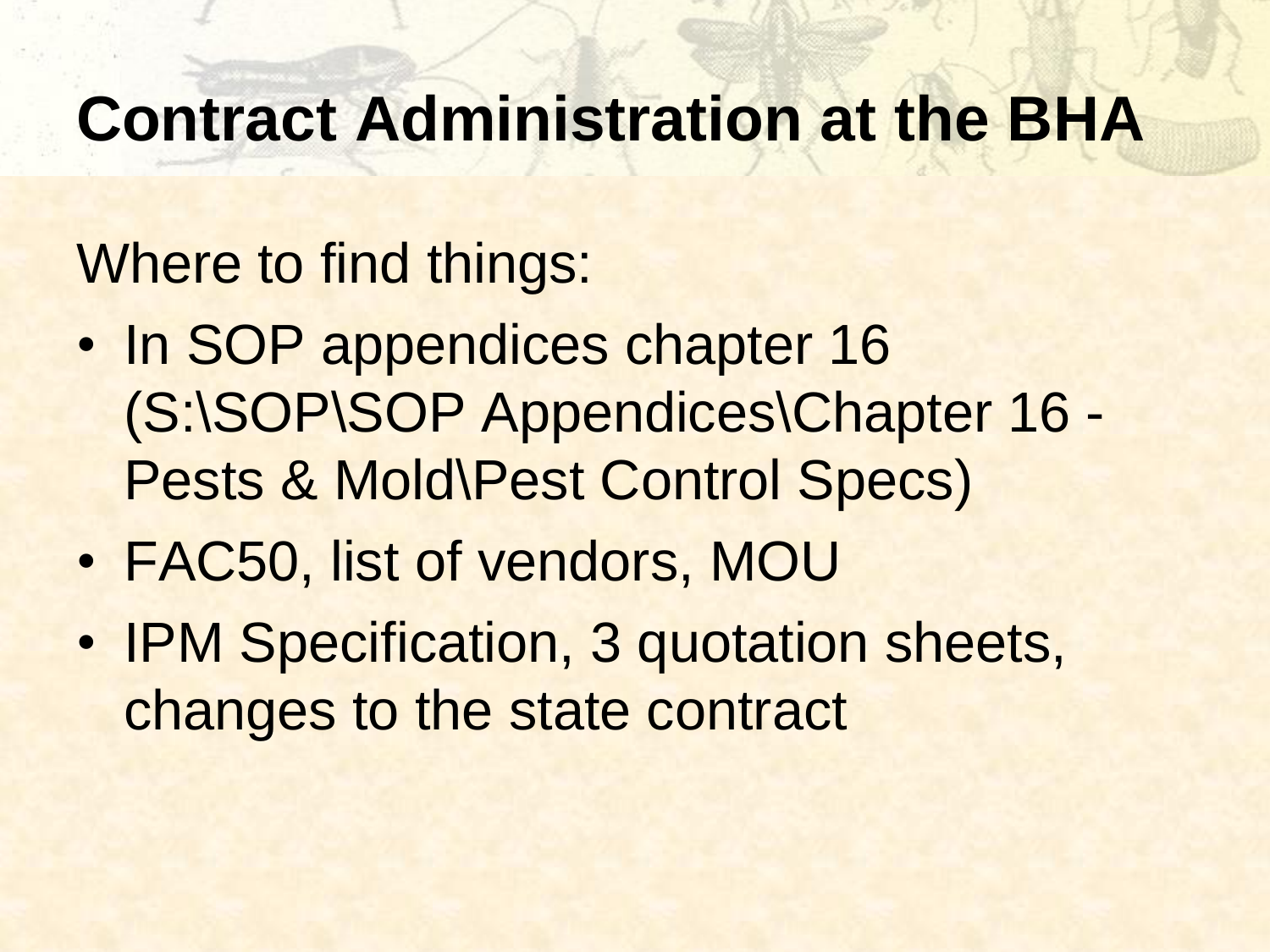# Contract Administration at the BHA

Where to find things:

- In SOP appendices chapter 16 (S:\SOP\SOP Appendices\Chapter 16 - Pests & Mold\Pest Control Specs)
- FAC50, list of vendors, MOU
- IPM Specification, 3 quotation sheets, changes to the state contract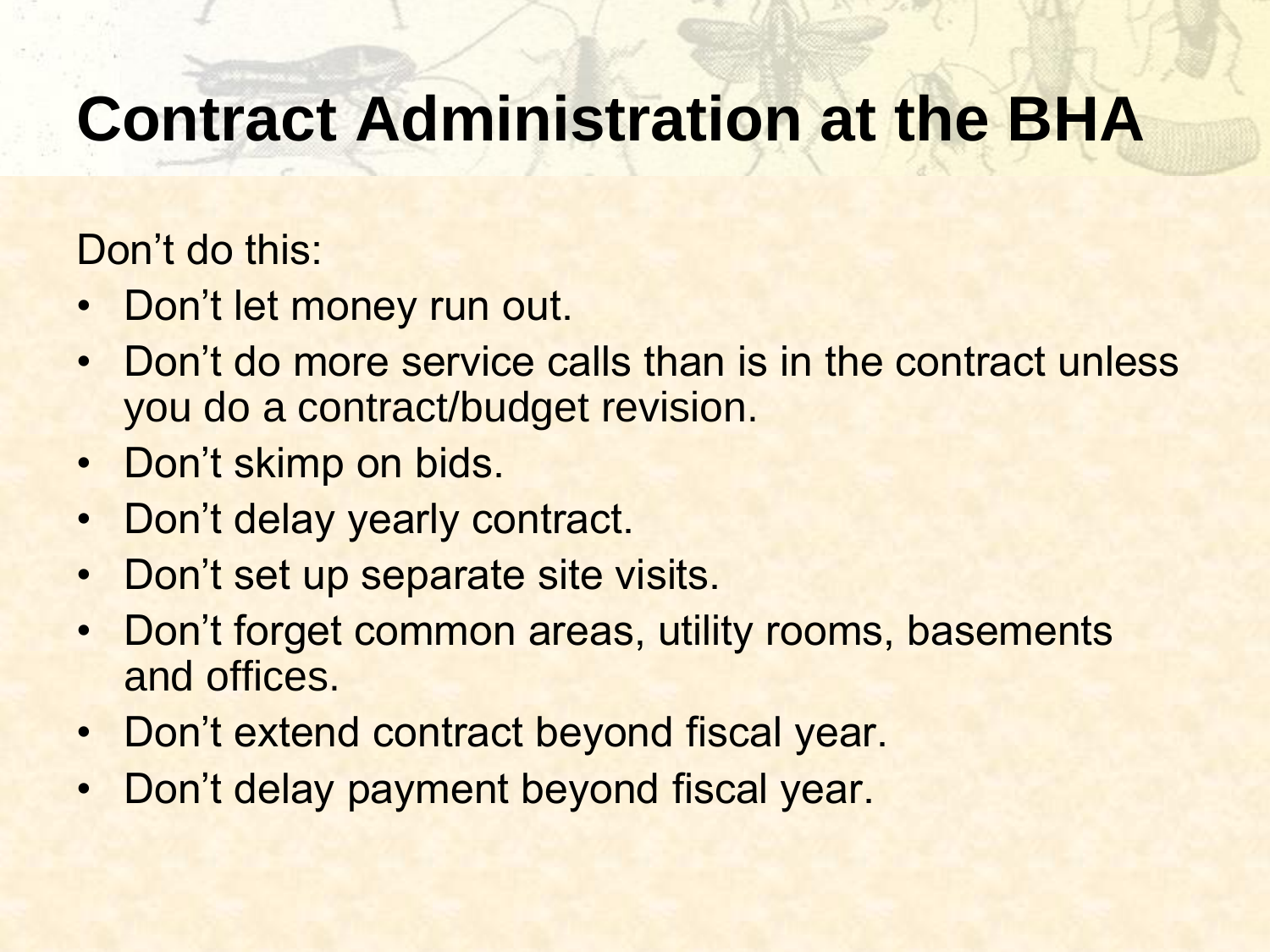# Contract Administration at the BHA

Don't do this:

- Don't let money run out.
- Don't do more service calls than is in the contract unless you do a contract/budget revision.
- Don't skimp on bids.
- Don't delay yearly contract.
- Don't set up separate site visits.
- Don't forget common areas, utility rooms, basements and offices.
- Don't extend contract beyond fiscal year.
- Don't delay payment beyond fiscal year.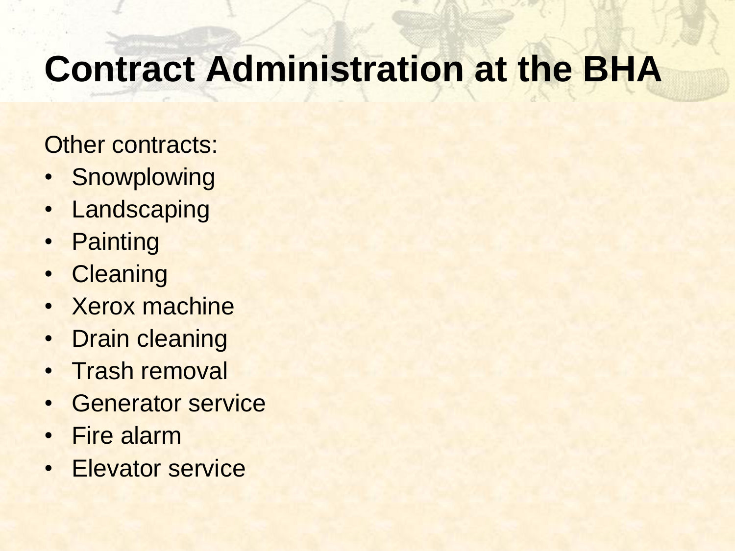# Contract Administration at the BHA

Other contracts:

- Snowplowing
- Landscaping
- Painting
- Cleaning
- Xerox machine
- Drain cleaning
- Trash removal
- Generator service
- Fire alarm
- Elevator service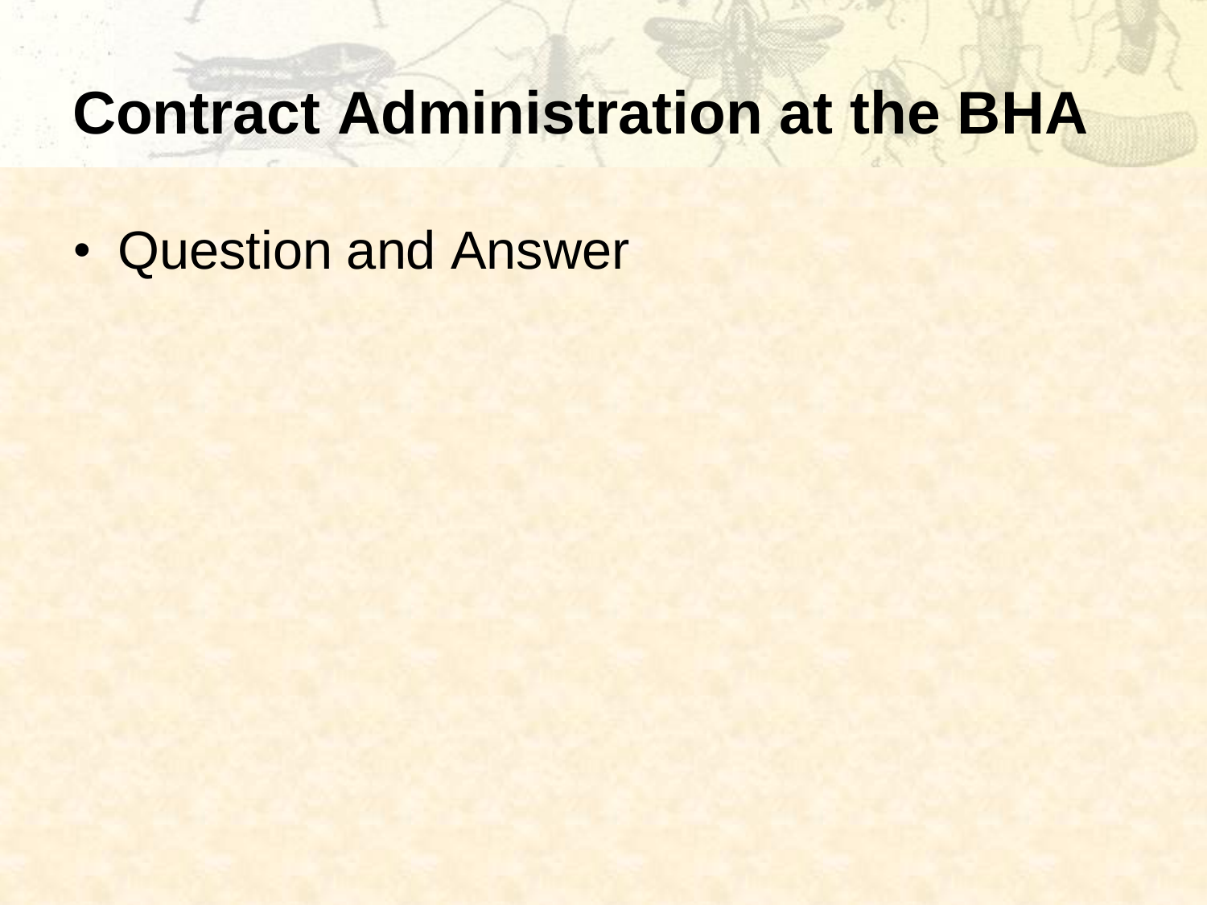# Contract Administration at the BHA

- Question and Answer